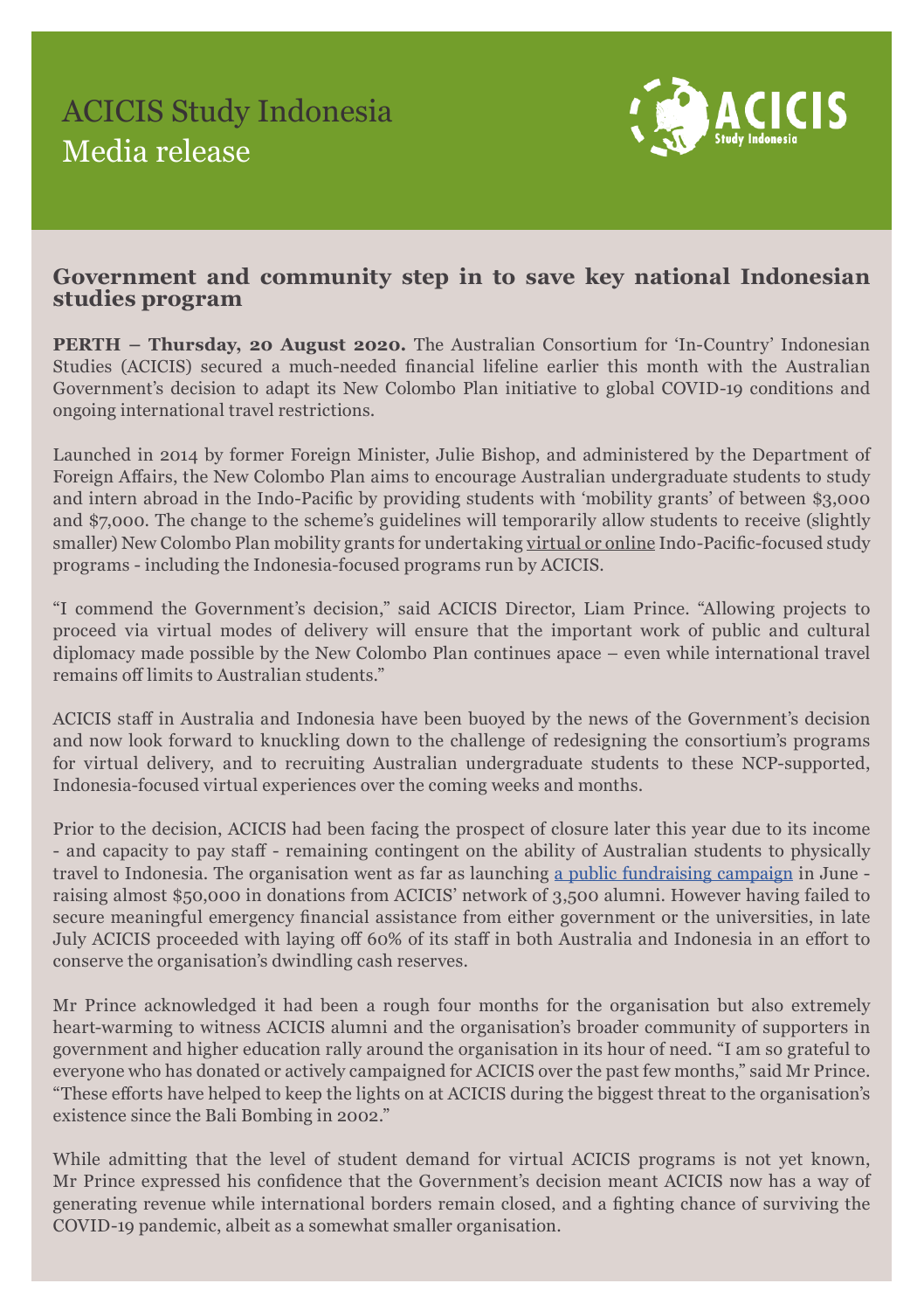# ACICIS Study Indonesia
# Media release

## Government and community step in to save key national Indonesian studies program

**PERTH – Thursday, 20 August 2020.** The Australian Consortium for 'In-Country' Indonesian Studies (ACICIS) secured a much-needed financial lifeline earlier this month with the Australian Government's decision to adapt its New Colombo Plan initiative to global COVID-19 conditions and ongoing international travel restrictions.

Launched in 2014 by former Foreign Minister, Julie Bishop, and administered by the Department of Foreign Affairs, the New Colombo Plan aims to encourage Australian undergraduate students to study and intern abroad in the Indo-Pacific by providing students with 'mobility grants' of between $3,000 and $7,000. The change to the scheme's guidelines will temporarily allow students to receive (slightly smaller) New Colombo Plan mobility grants for undertaking virtual or online Indo-Pacific-focused study programs - including the Indonesia-focused programs run by ACICIS.

"I commend the Government's decision," said ACICIS Director, Liam Prince. "Allowing projects to proceed via virtual modes of delivery will ensure that the important work of public and cultural diplomacy made possible by the New Colombo Plan continues apace – even while international travel remains off limits to Australian students."

ACICIS staff in Australia and Indonesia have been buoyed by the news of the Government's decision and now look forward to knuckling down to the challenge of redesigning the consortium's programs for virtual delivery, and to recruiting Australian undergraduate students to these NCP-supported, Indonesia-focused virtual experiences over the coming weeks and months.

Prior to the decision, ACICIS had been facing the prospect of closure later this year due to its income - and capacity to pay staff - remaining contingent on the ability of Australian students to physically travel to Indonesia. The organisation went as far as launching a public fundraising campaign in June - raising almost $50,000 in donations from ACICIS' network of 3,500 alumni. However having failed to secure meaningful emergency financial assistance from either government or the universities, in late July ACICIS proceeded with laying off 60% of its staff in both Australia and Indonesia in an effort to conserve the organisation's dwindling cash reserves.

Mr Prince acknowledged it had been a rough four months for the organisation but also extremely heart-warming to witness ACICIS alumni and the organisation's broader community of supporters in government and higher education rally around the organisation in its hour of need. "I am so grateful to everyone who has donated or actively campaigned for ACICIS over the past few months," said Mr Prince. "These efforts have helped to keep the lights on at ACICIS during the biggest threat to the organisation's existence since the Bali Bombing in 2002."

While admitting that the level of student demand for virtual ACICIS programs is not yet known, Mr Prince expressed his confidence that the Government's decision meant ACICIS now has a way of generating revenue while international borders remain closed, and a fighting chance of surviving the COVID-19 pandemic, albeit as a somewhat smaller organisation.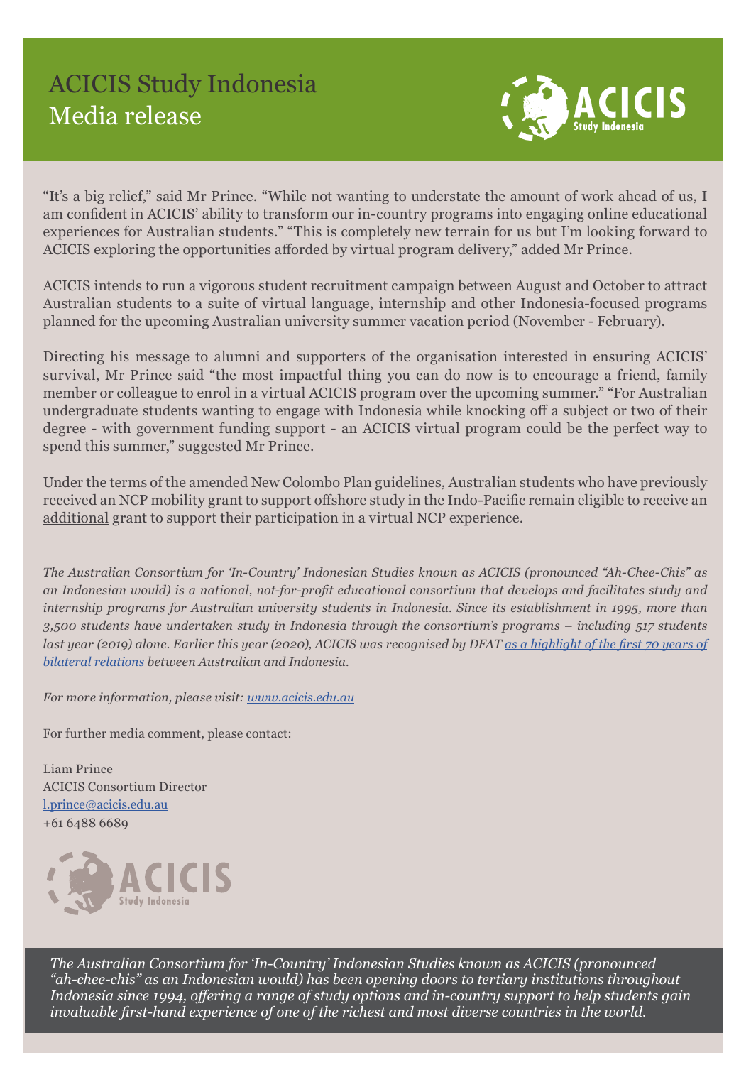# ACICIS Study Indonesia
## Media release

"It's a big relief," said Mr Prince. "While not wanting to understate the amount of work ahead of us, I am confident in ACICIS' ability to transform our in-country programs into engaging online educational experiences for Australian students." "This is completely new terrain for us but I'm looking forward to ACICIS exploring the opportunities afforded by virtual program delivery," added Mr Prince.

ACICIS intends to run a vigorous student recruitment campaign between August and October to attract Australian students to a suite of virtual language, internship and other Indonesia-focused programs planned for the upcoming Australian university summer vacation period (November - February).

Directing his message to alumni and supporters of the organisation interested in ensuring ACICIS' survival, Mr Prince said "the most impactful thing you can do now is to encourage a friend, family member or colleague to enrol in a virtual ACICIS program over the upcoming summer." "For Australian undergraduate students wanting to engage with Indonesia while knocking off a subject or two of their degree - with government funding support - an ACICIS virtual program could be the perfect way to spend this summer," suggested Mr Prince.

Under the terms of the amended New Colombo Plan guidelines, Australian students who have previously received an NCP mobility grant to support offshore study in the Indo-Pacific remain eligible to receive an additional grant to support their participation in a virtual NCP experience.

*The Australian Consortium for 'In-Country' Indonesian Studies known as ACICIS (pronounced "Ah-Chee-Chis" as an Indonesian would) is a national, not-for-profit educational consortium that develops and facilitates study and internship programs for Australian university students in Indonesia. Since its establishment in 1995, more than 3,500 students have undertaken study in Indonesia through the consortium's programs – including 517 students last year (2019) alone. Earlier this year (2020), ACICIS was recognised by DFAT as a highlight of the first 70 years of bilateral relations between Australian and Indonesia.*

*For more information, please visit: www.acicis.edu.au*

For further media comment, please contact:

Liam Prince
ACICIS Consortium Director
l.prince@acicis.edu.au
+61 6488 6689

*The Australian Consortium for 'In-Country' Indonesian Studies known as ACICIS (pronounced "ah-chee-chis" as an Indonesian would) has been opening doors to tertiary institutions throughout Indonesia since 1994, offering a range of study options and in-country support to help students gain invaluable first-hand experience of one of the richest and most diverse countries in the world.*